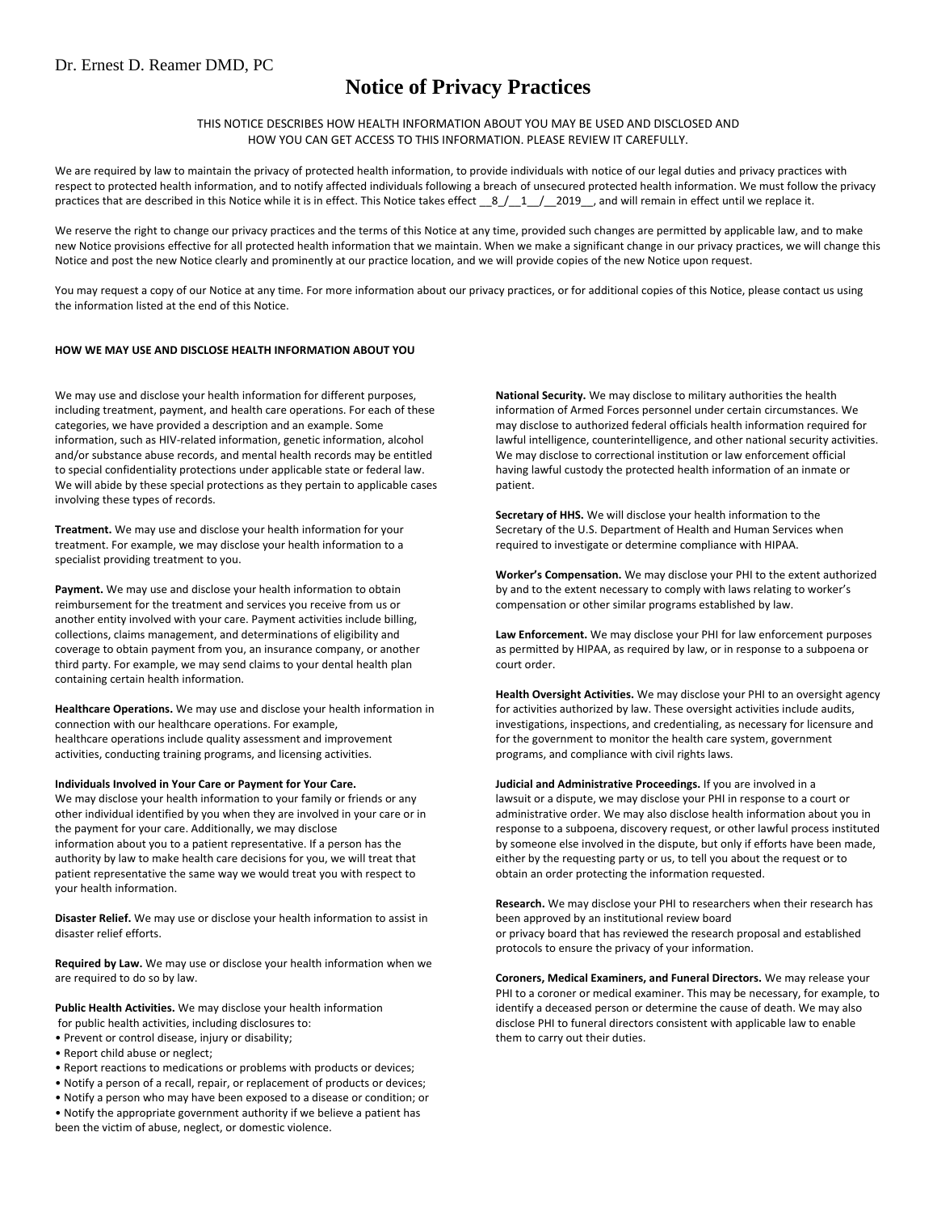Dr. Ernest D. Reamer DMD, PC

# Notice of Privacy Practices

THIS NOTICE DESCRIBES HOW HEALTH INFORMATION ABOUT YOU MAY BE USED AND DISCLOSED AND HOW YOU CAN GET ACCESS TO THIS INFORMATION. PLEASE REVIEW IT CAREFULLY.

We are required by law to maintain the privacy of protected health information, to provide individuals with notice of our legal duties and privacy practices with respect to protected health information, and to notify affected individuals following a breach of unsecured protected health information. We must follow the privacy practices that are described in this Notice while it is in effect. This Notice takes effect __8_/__1__/__2019__, and will remain in effect until we replace it.

We reserve the right to change our privacy practices and the terms of this Notice at any time, provided such changes are permitted by applicable law, and to make new Notice provisions effective for all protected health information that we maintain. When we make a significant change in our privacy practices, we will change this Notice and post the new Notice clearly and prominently at our practice location, and we will provide copies of the new Notice upon request.

You may request a copy of our Notice at any time. For more information about our privacy practices, or for additional copies of this Notice, please contact us using the information listed at the end of this Notice.

## HOW WE MAY USE AND DISCLOSE HEALTH INFORMATION ABOUT YOU

We may use and disclose your health information for different purposes, including treatment, payment, and health care operations. For each of these categories, we have provided a description and an example. Some information, such as HIV-related information, genetic information, alcohol and/or substance abuse records, and mental health records may be entitled to special confidentiality protections under applicable state or federal law. We will abide by these special protections as they pertain to applicable cases involving these types of records.

**Treatment.** We may use and disclose your health information for your treatment. For example, we may disclose your health information to a specialist providing treatment to you.

**Payment.** We may use and disclose your health information to obtain reimbursement for the treatment and services you receive from us or another entity involved with your care. Payment activities include billing, collections, claims management, and determinations of eligibility and coverage to obtain payment from you, an insurance company, or another third party. For example, we may send claims to your dental health plan containing certain health information.

**Healthcare Operations.** We may use and disclose your health information in connection with our healthcare operations. For example, healthcare operations include quality assessment and improvement activities, conducting training programs, and licensing activities.

**Individuals Involved in Your Care or Payment for Your Care.**
We may disclose your health information to your family or friends or any other individual identified by you when they are involved in your care or in the payment for your care. Additionally, we may disclose information about you to a patient representative. If a person has the authority by law to make health care decisions for you, we will treat that patient representative the same way we would treat you with respect to your health information.

**Disaster Relief.** We may use or disclose your health information to assist in disaster relief efforts.

**Required by Law.** We may use or disclose your health information when we are required to do so by law.

**Public Health Activities.** We may disclose your health information for public health activities, including disclosures to:

- Prevent or control disease, injury or disability;
- Report child abuse or neglect;
- Report reactions to medications or problems with products or devices;
- Notify a person of a recall, repair, or replacement of products or devices;
- Notify a person who may have been exposed to a disease or condition; or
- Notify the appropriate government authority if we believe a patient has been the victim of abuse, neglect, or domestic violence.

**National Security.** We may disclose to military authorities the health information of Armed Forces personnel under certain circumstances. We may disclose to authorized federal officials health information required for lawful intelligence, counterintelligence, and other national security activities. We may disclose to correctional institution or law enforcement official having lawful custody the protected health information of an inmate or patient.

**Secretary of HHS.** We will disclose your health information to the Secretary of the U.S. Department of Health and Human Services when required to investigate or determine compliance with HIPAA.

**Worker's Compensation.** We may disclose your PHI to the extent authorized by and to the extent necessary to comply with laws relating to worker's compensation or other similar programs established by law.

**Law Enforcement.** We may disclose your PHI for law enforcement purposes as permitted by HIPAA, as required by law, or in response to a subpoena or court order.

**Health Oversight Activities.** We may disclose your PHI to an oversight agency for activities authorized by law. These oversight activities include audits, investigations, inspections, and credentialing, as necessary for licensure and for the government to monitor the health care system, government programs, and compliance with civil rights laws.

**Judicial and Administrative Proceedings.** If you are involved in a lawsuit or a dispute, we may disclose your PHI in response to a court or administrative order. We may also disclose health information about you in response to a subpoena, discovery request, or other lawful process instituted by someone else involved in the dispute, but only if efforts have been made, either by the requesting party or us, to tell you about the request or to obtain an order protecting the information requested.

**Research.** We may disclose your PHI to researchers when their research has been approved by an institutional review board or privacy board that has reviewed the research proposal and established protocols to ensure the privacy of your information.

**Coroners, Medical Examiners, and Funeral Directors.** We may release your PHI to a coroner or medical examiner. This may be necessary, for example, to identify a deceased person or determine the cause of death. We may also disclose PHI to funeral directors consistent with applicable law to enable them to carry out their duties.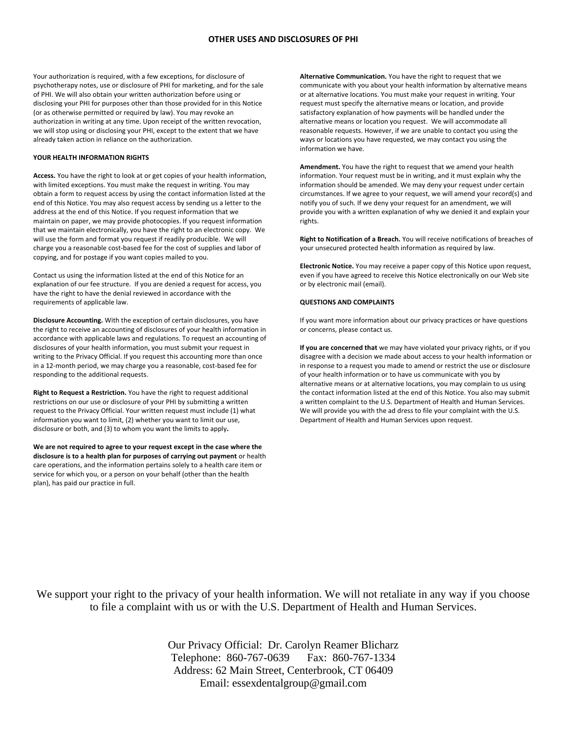## OTHER USES AND DISCLOSURES OF PHI

Your authorization is required, with a few exceptions, for disclosure of psychotherapy notes, use or disclosure of PHI for marketing, and for the sale of PHI. We will also obtain your written authorization before using or disclosing your PHI for purposes other than those provided for in this Notice (or as otherwise permitted or required by law). You may revoke an authorization in writing at any time. Upon receipt of the written revocation, we will stop using or disclosing your PHI, except to the extent that we have already taken action in reliance on the authorization.

### YOUR HEALTH INFORMATION RIGHTS

**Access.** You have the right to look at or get copies of your health information, with limited exceptions. You must make the request in writing. You may obtain a form to request access by using the contact information listed at the end of this Notice. You may also request access by sending us a letter to the address at the end of this Notice. If you request information that we maintain on paper, we may provide photocopies. If you request information that we maintain electronically, you have the right to an electronic copy. We will use the form and format you request if readily producible. We will charge you a reasonable cost-based fee for the cost of supplies and labor of copying, and for postage if you want copies mailed to you.

Contact us using the information listed at the end of this Notice for an explanation of our fee structure. If you are denied a request for access, you have the right to have the denial reviewed in accordance with the requirements of applicable law.

**Disclosure Accounting.** With the exception of certain disclosures, you have the right to receive an accounting of disclosures of your health information in accordance with applicable laws and regulations. To request an accounting of disclosures of your health information, you must submit your request in writing to the Privacy Official. If you request this accounting more than once in a 12-month period, we may charge you a reasonable, cost-based fee for responding to the additional requests.

**Right to Request a Restriction.** You have the right to request additional restrictions on our use or disclosure of your PHI by submitting a written request to the Privacy Official. Your written request must include (1) what information you want to limit, (2) whether you want to limit our use, disclosure or both, and (3) to whom you want the limits to apply**.**

**We are not required to agree to your request except in the case where the disclosure is to a health plan for purposes of carrying out payment** or health care operations, and the information pertains solely to a health care item or service for which you, or a person on your behalf (other than the health plan), has paid our practice in full.

**Alternative Communication.** You have the right to request that we communicate with you about your health information by alternative means or at alternative locations. You must make your request in writing. Your request must specify the alternative means or location, and provide satisfactory explanation of how payments will be handled under the alternative means or location you request. We will accommodate all reasonable requests. However, if we are unable to contact you using the ways or locations you have requested, we may contact you using the information we have.

**Amendment.** You have the right to request that we amend your health information. Your request must be in writing, and it must explain why the information should be amended. We may deny your request under certain circumstances. If we agree to your request, we will amend your record(s) and notify you of such. If we deny your request for an amendment, we will provide you with a written explanation of why we denied it and explain your rights.

**Right to Notification of a Breach.** You will receive notifications of breaches of your unsecured protected health information as required by law.

**Electronic Notice.** You may receive a paper copy of this Notice upon request, even if you have agreed to receive this Notice electronically on our Web site or by electronic mail (email).

### QUESTIONS AND COMPLAINTS

If you want more information about our privacy practices or have questions or concerns, please contact us.

**If you are concerned that** we may have violated your privacy rights, or if you disagree with a decision we made about access to your health information or in response to a request you made to amend or restrict the use or disclosure of your health information or to have us communicate with you by alternative means or at alternative locations, you may complain to us using the contact information listed at the end of this Notice. You also may submit a written complaint to the U.S. Department of Health and Human Services. We will provide you with the ad dress to file your complaint with the U.S. Department of Health and Human Services upon request.

We support your right to the privacy of your health information. We will not retaliate in any way if you choose to file a complaint with us or with the U.S. Department of Health and Human Services.

Our Privacy Official: Dr. Carolyn Reamer Blicharz
Telephone: 860-767-0639 Fax: 860-767-1334
Address: 62 Main Street, Centerbrook, CT 06409
Email: essexdentalgroup@gmail.com